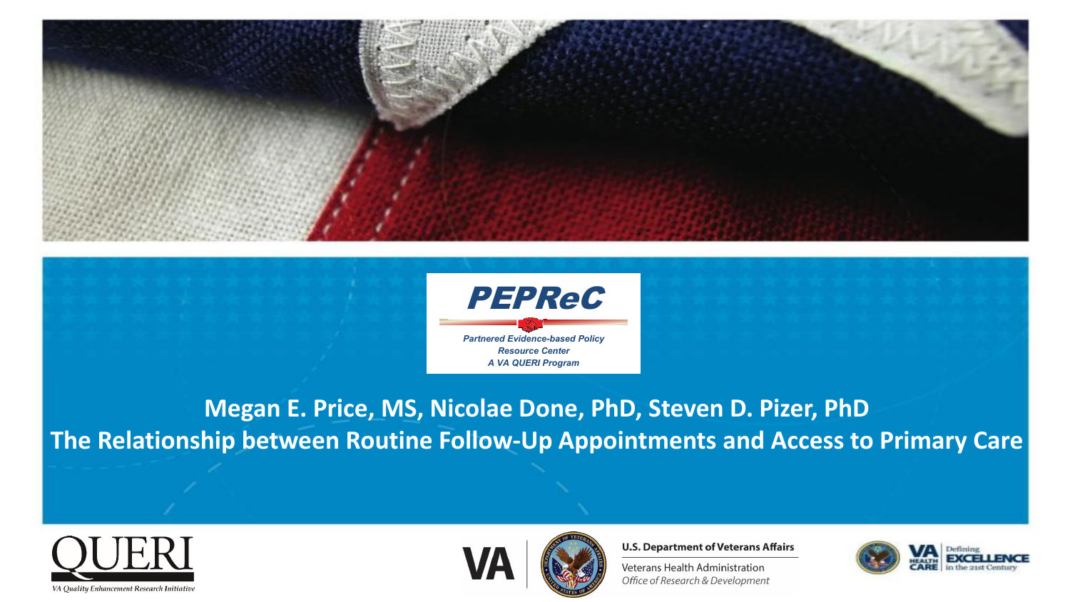**PEPReC**

*Partnered Evidence-based Policy Resource Center*
*A VA QUERI Program*

# The Relationship between Routine Follow-Up Appointments and Access to Primary Care

**Megan E. Price, MS, Nicolae Done, PhD, Steven D. Pizer, PhD**

QUERI
*VA Quality Enhancement Research Initiative*

VA

U.S. Department of Veterans Affairs
Veterans Health Administration
*Office of Research & Development*

VA HEALTH CARE | Defining EXCELLENCE in the 21st Century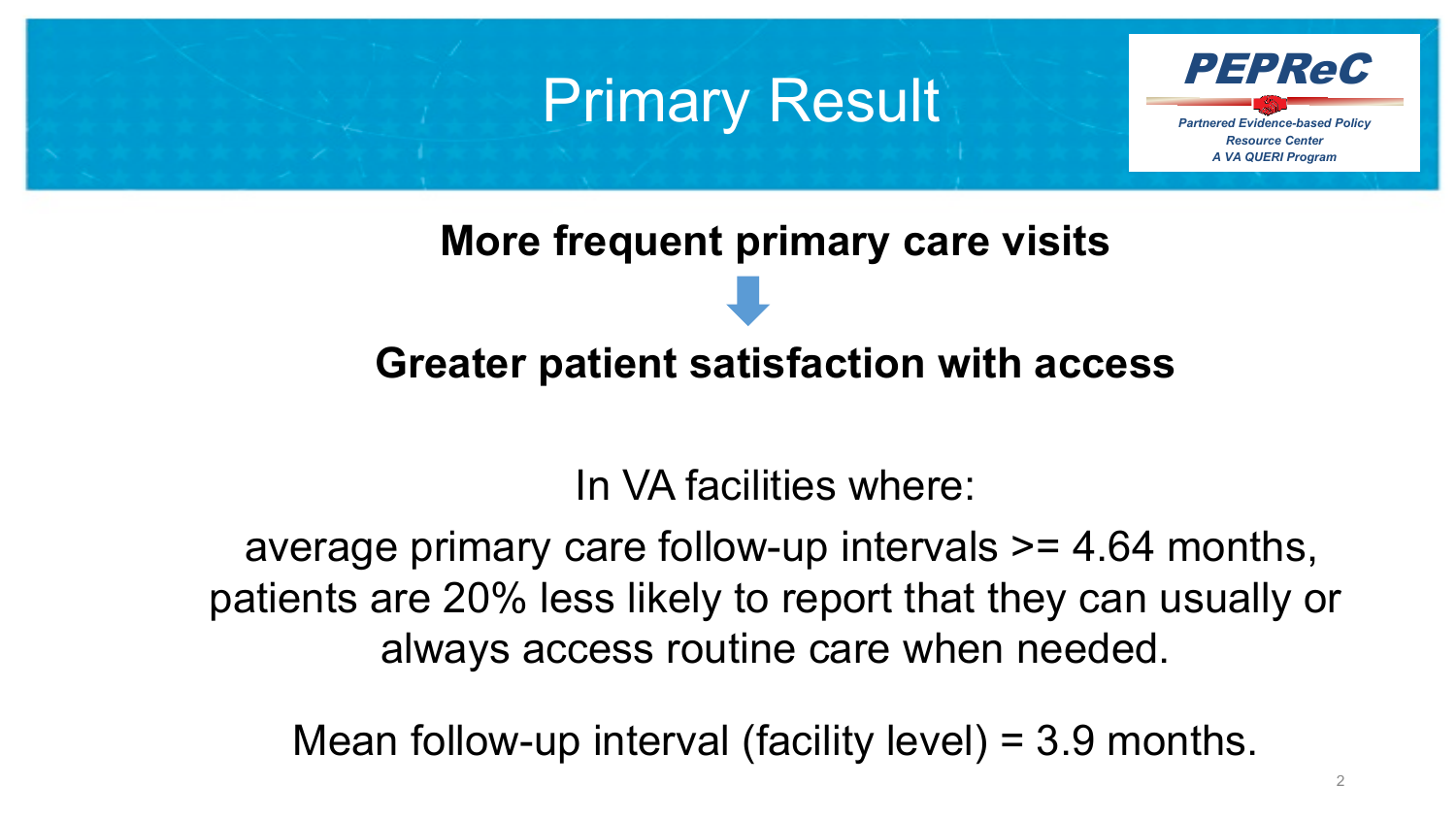# Primary Result

PEPReC
Partnered Evidence-based Policy Resource Center
A VA QUERI Program

**More frequent primary care visits**

⬇

**Greater patient satisfaction with access**

In VA facilities where:

average primary care follow-up intervals >= 4.64 months, patients are 20% less likely to report that they can usually or always access routine care when needed.

Mean follow-up interval (facility level) = 3.9 months.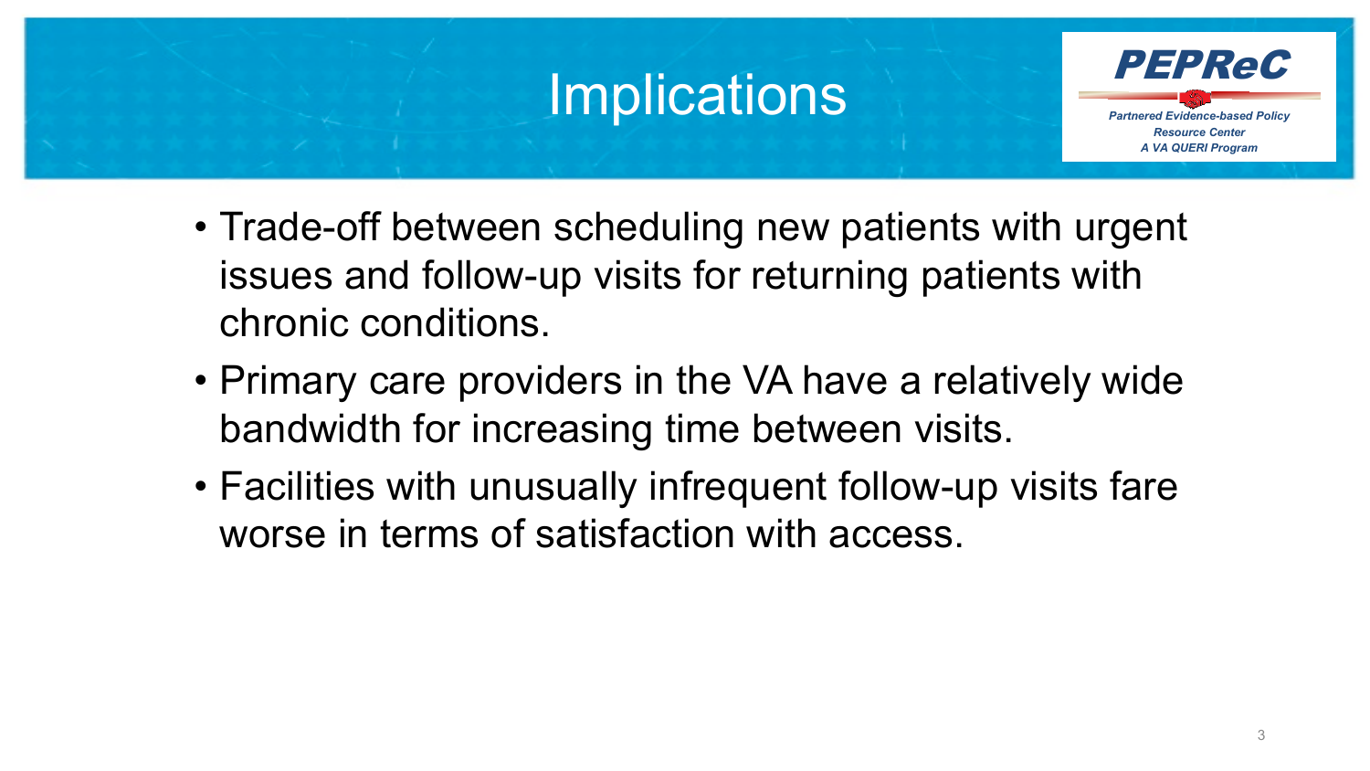# Implications

- Trade-off between scheduling new patients with urgent issues and follow-up visits for returning patients with chronic conditions.
- Primary care providers in the VA have a relatively wide bandwidth for increasing time between visits.
- Facilities with unusually infrequent follow-up visits fare worse in terms of satisfaction with access.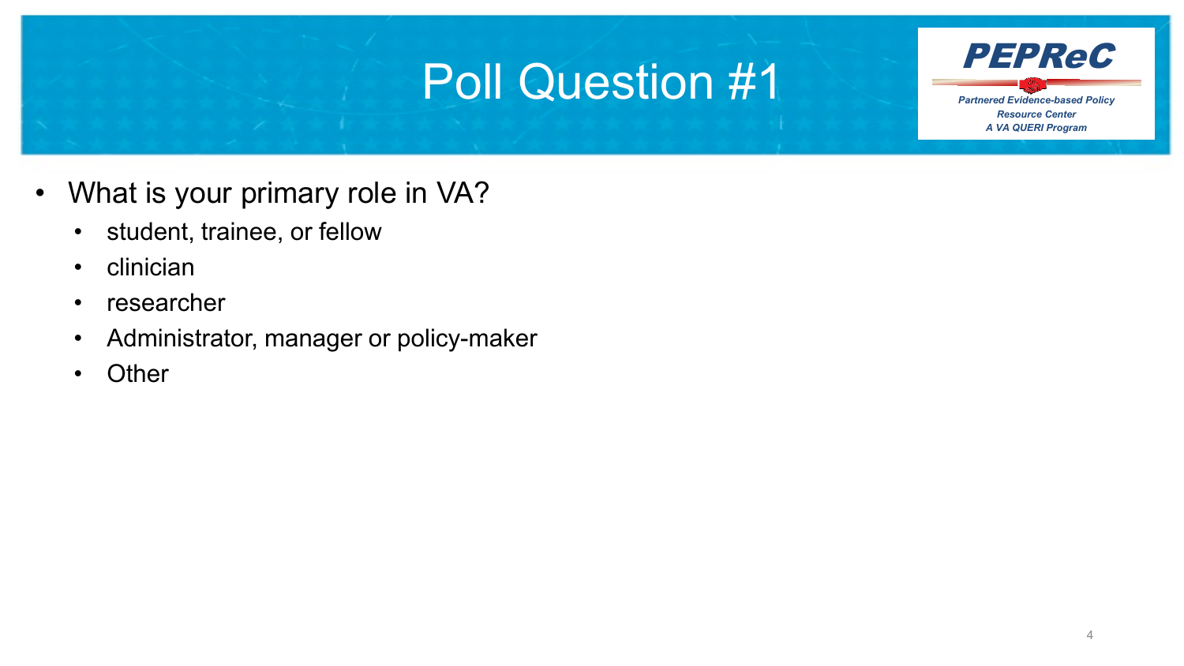# Poll Question #1

**PEPReC**
*Partnered Evidence-based Policy Resource Center*
*A VA QUERI Program*

- What is your primary role in VA?
  - student, trainee, or fellow
  - clinician
  - researcher
  - Administrator, manager or policy-maker
  - Other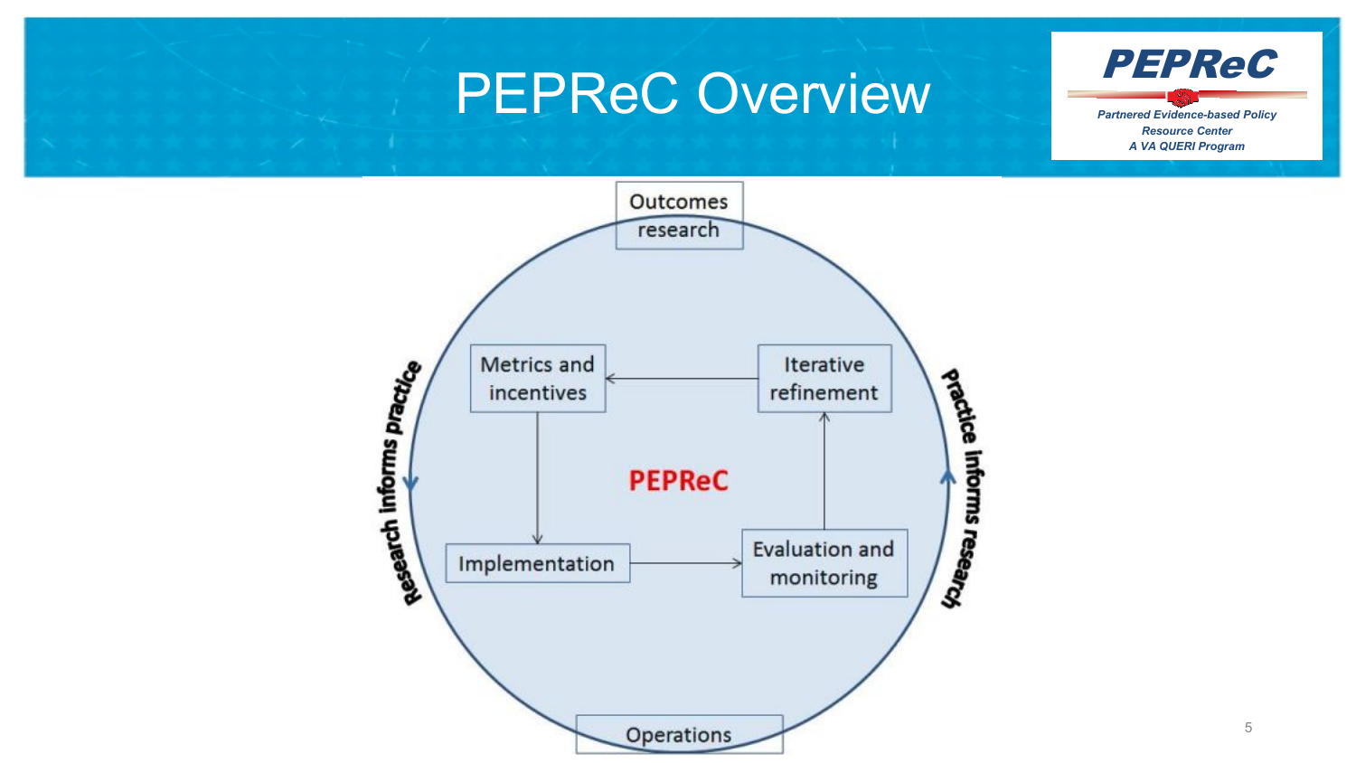# PEPReC Overview

**PEPReC**

*Partnered Evidence-based Policy Resource Center*
*A VA QUERI Program*

Outcomes research

Research informs practice

Practice informs research

Metrics and incentives

Iterative refinement

PEPReC

Implementation

Evaluation and monitoring

Operations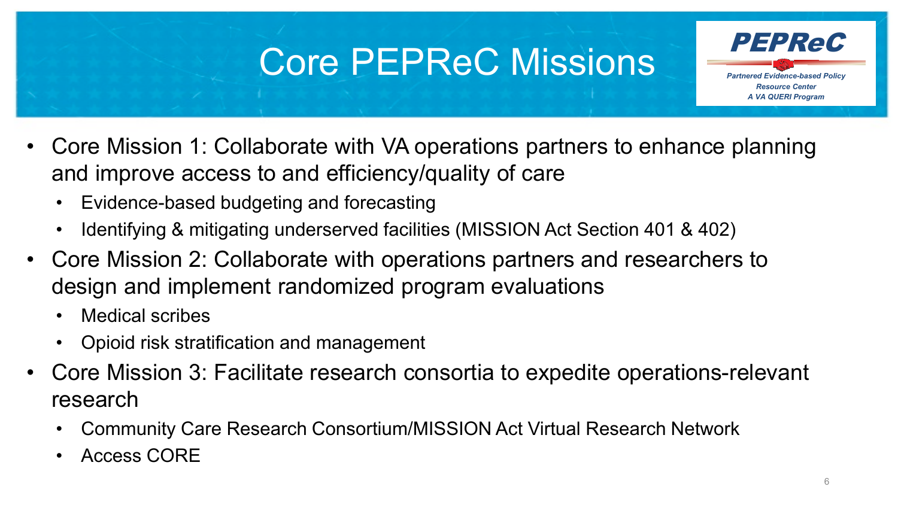# Core PEPReC Missions

**PEPReC**

*Partnered Evidence-based Policy Resource Center*
*A VA QUERI Program*

- Core Mission 1: Collaborate with VA operations partners to enhance planning and improve access to and efficiency/quality of care
  - Evidence-based budgeting and forecasting
  - Identifying & mitigating underserved facilities (MISSION Act Section 401 & 402)
- Core Mission 2: Collaborate with operations partners and researchers to design and implement randomized program evaluations
  - Medical scribes
  - Opioid risk stratification and management
- Core Mission 3: Facilitate research consortia to expedite operations-relevant research
  - Community Care Research Consortium/MISSION Act Virtual Research Network
  - Access CORE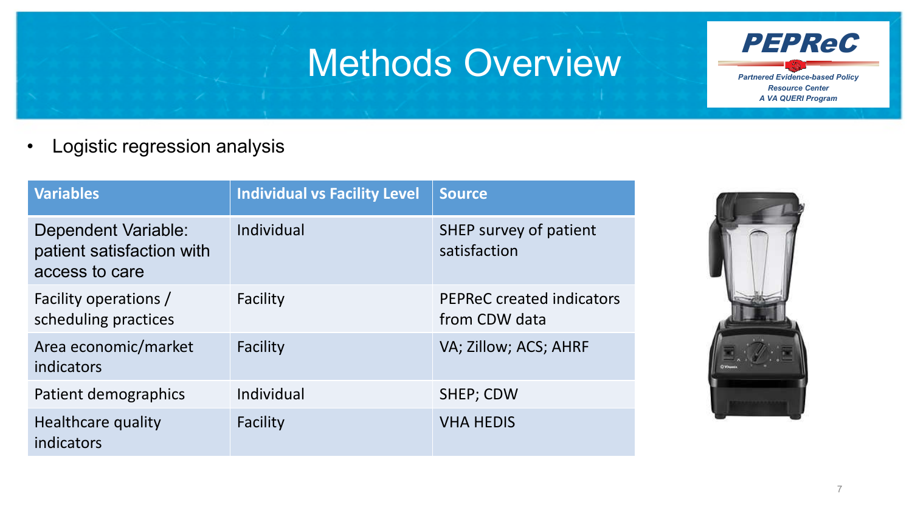# Methods Overview

- Logistic regression analysis

| Variables | Individual vs Facility Level | Source |
| --- | --- | --- |
| Dependent Variable: patient satisfaction with access to care | Individual | SHEP survey of patient satisfaction |
| Facility operations / scheduling practices | Facility | PEPReC created indicators from CDW data |
| Area economic/market indicators | Facility | VA; Zillow; ACS; AHRF |
| Patient demographics | Individual | SHEP; CDW |
| Healthcare quality indicators | Facility | VHA HEDIS |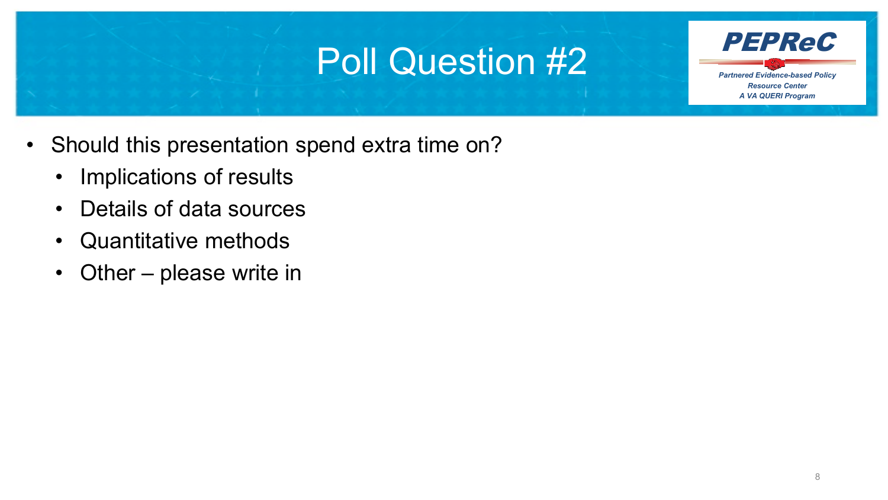# Poll Question #2

PEPReC

*Partnered Evidence-based Policy Resource Center*
*A VA QUERI Program*

- Should this presentation spend extra time on?
  - Implications of results
  - Details of data sources
  - Quantitative methods
  - Other – please write in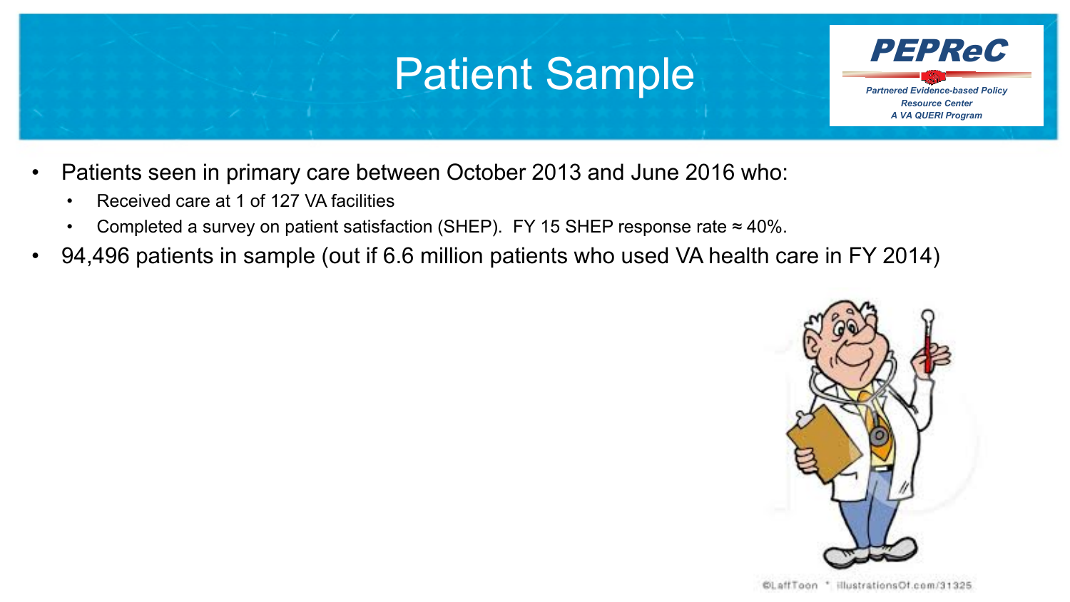# Patient Sample

- Patients seen in primary care between October 2013 and June 2016 who:
  - Received care at 1 of 127 VA facilities
  - Completed a survey on patient satisfaction (SHEP). FY 15 SHEP response rate ≈ 40%.
- 94,496 patients in sample (out if 6.6 million patients who used VA health care in FY 2014)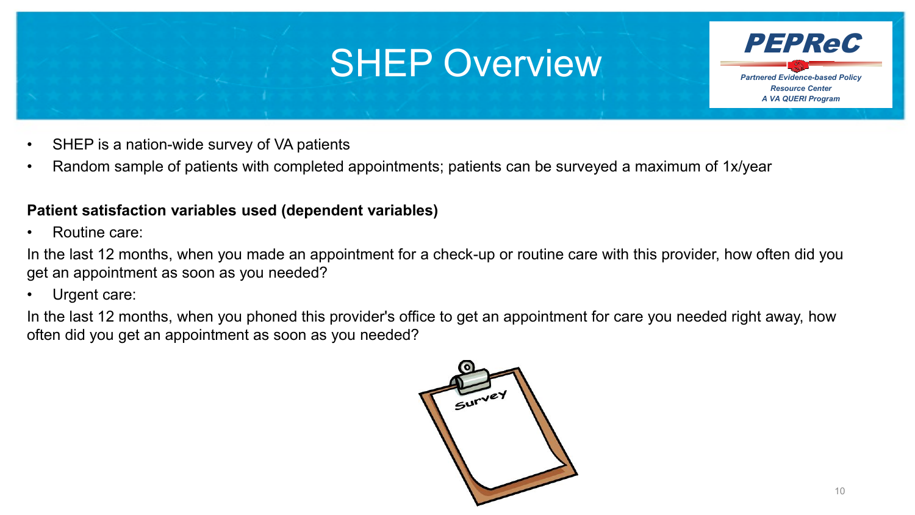# SHEP Overview

- SHEP is a nation-wide survey of VA patients
- Random sample of patients with completed appointments; patients can be surveyed a maximum of 1x/year

**Patient satisfaction variables used (dependent variables)**

- Routine care:

In the last 12 months, when you made an appointment for a check-up or routine care with this provider, how often did you get an appointment as soon as you needed?

- Urgent care:

In the last 12 months, when you phoned this provider's office to get an appointment for care you needed right away, how often did you get an appointment as soon as you needed?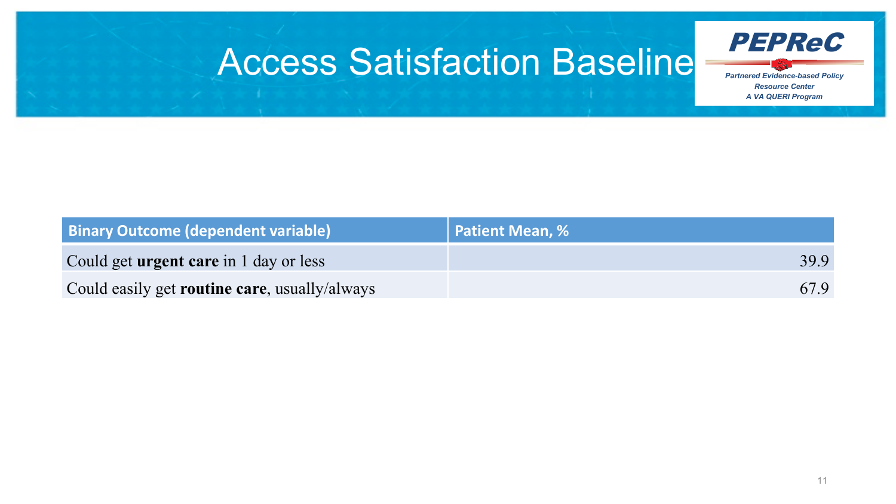# Access Satisfaction Baseline

| Binary Outcome (dependent variable) | Patient Mean, % |
|---|---|
| Could get **urgent care** in 1 day or less | 39.9 |
| Could easily get **routine care**, usually/always | 67.9 |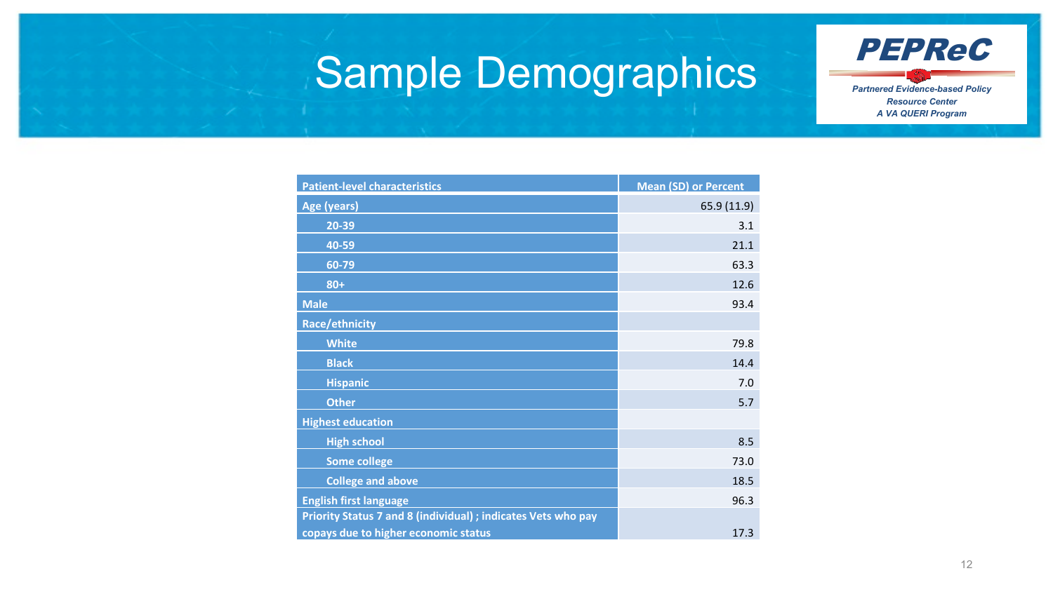# Sample Demographics

| Patient-level characteristics | Mean (SD) or Percent |
|---|---|
| Age (years) | 65.9 (11.9) |
| 20-39 | 3.1 |
| 40-59 | 21.1 |
| 60-79 | 63.3 |
| 80+ | 12.6 |
| Male | 93.4 |
| Race/ethnicity | |
| White | 79.8 |
| Black | 14.4 |
| Hispanic | 7.0 |
| Other | 5.7 |
| Highest education | |
| High school | 8.5 |
| Some college | 73.0 |
| College and above | 18.5 |
| English first language | 96.3 |
| Priority Status 7 and 8 (individual) ; indicates Vets who pay copays due to higher economic status | 17.3 |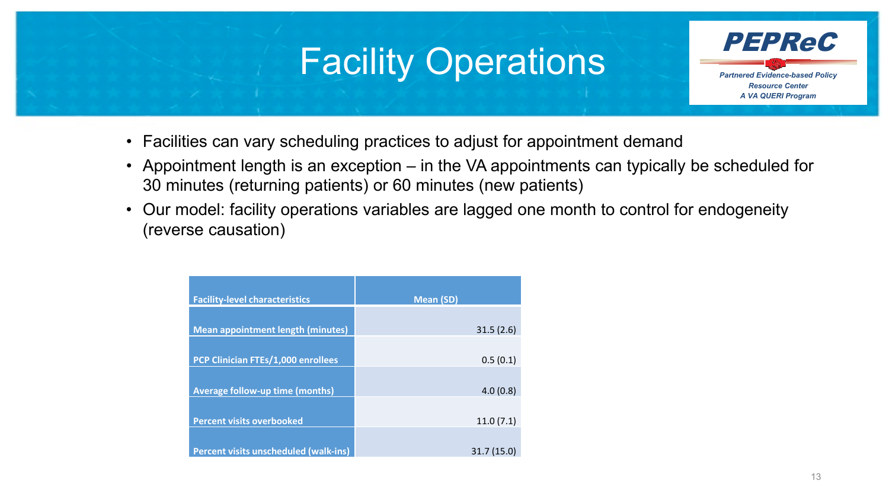# Facility Operations

- Facilities can vary scheduling practices to adjust for appointment demand
- Appointment length is an exception – in the VA appointments can typically be scheduled for 30 minutes (returning patients) or 60 minutes (new patients)
- Our model: facility operations variables are lagged one month to control for endogeneity (reverse causation)

| Facility-level characteristics | Mean (SD) |
|---|---|
| Mean appointment length (minutes) | 31.5 (2.6) |
| PCP Clinician FTEs/1,000 enrollees | 0.5 (0.1) |
| Average follow-up time (months) | 4.0 (0.8) |
| Percent visits overbooked | 11.0 (7.1) |
| Percent visits unscheduled (walk-ins) | 31.7 (15.0) |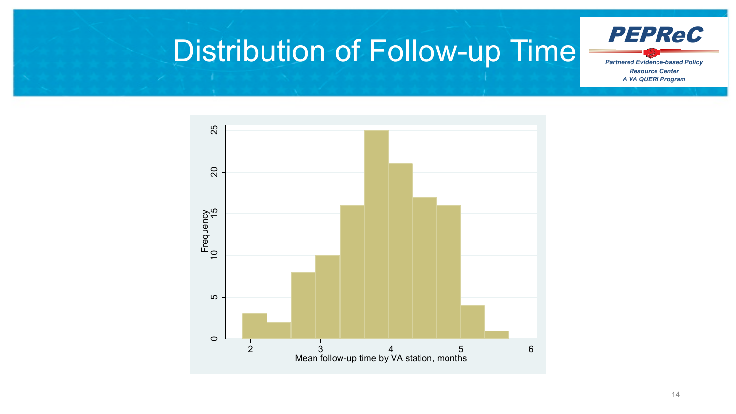# Distribution of Follow-up Time

| Mean follow-up time by VA station, months | Frequency |
|---|---|
| ~2.0 | 3 |
| ~2.4 | 2 |
| ~2.7 | 8 |
| ~3.1 | 10 |
| ~3.4 | 16 |
| ~3.8 | 25 |
| ~4.1 | 21 |
| ~4.5 | 17 |
| ~4.8 | 16 |
| ~5.2 | 4 |
| ~5.5 | 1 |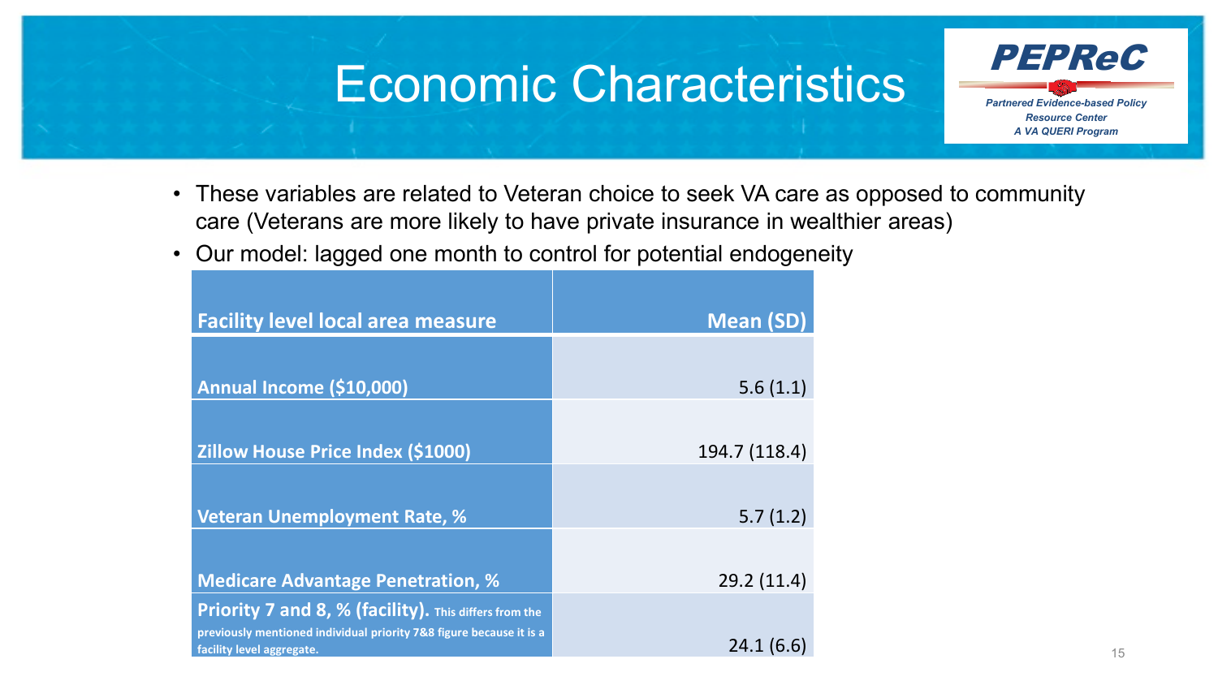# Economic Characteristics

- These variables are related to Veteran choice to seek VA care as opposed to community care (Veterans are more likely to have private insurance in wealthier areas)
- Our model: lagged one month to control for potential endogeneity

| Facility level local area measure | Mean (SD) |
|---|---|
| **Annual Income ($10,000)** | 5.6 (1.1) |
| **Zillow House Price Index ($1000)** | 194.7 (118.4) |
| **Veteran Unemployment Rate, %** | 5.7 (1.2) |
| **Medicare Advantage Penetration, %** | 29.2 (11.4) |
| **Priority 7 and 8, % (facility).** This differs from the previously mentioned individual priority 7&8 figure because it is a facility level aggregate. | 24.1 (6.6) |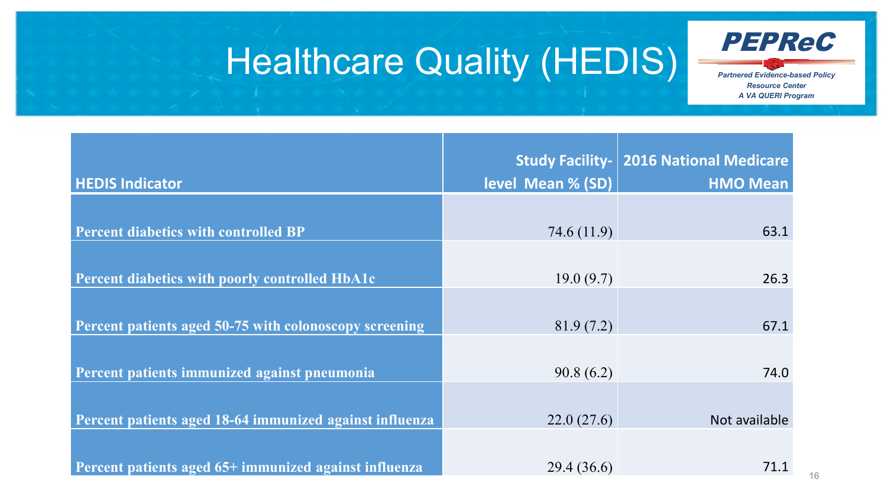# Healthcare Quality (HEDIS)

**PEPReC**

*Partnered Evidence-based Policy Resource Center*
*A VA QUERI Program*

| HEDIS Indicator | Study Facility-level Mean % (SD) | 2016 National Medicare HMO Mean |
|---|---|---|
| Percent diabetics with controlled BP | 74.6 (11.9) | 63.1 |
| Percent diabetics with poorly controlled HbA1c | 19.0 (9.7) | 26.3 |
| Percent patients aged 50-75 with colonoscopy screening | 81.9 (7.2) | 67.1 |
| Percent patients immunized against pneumonia | 90.8 (6.2) | 74.0 |
| Percent patients aged 18-64 immunized against influenza | 22.0 (27.6) | Not available |
| Percent patients aged 65+ immunized against influenza | 29.4 (36.6) | 71.1 |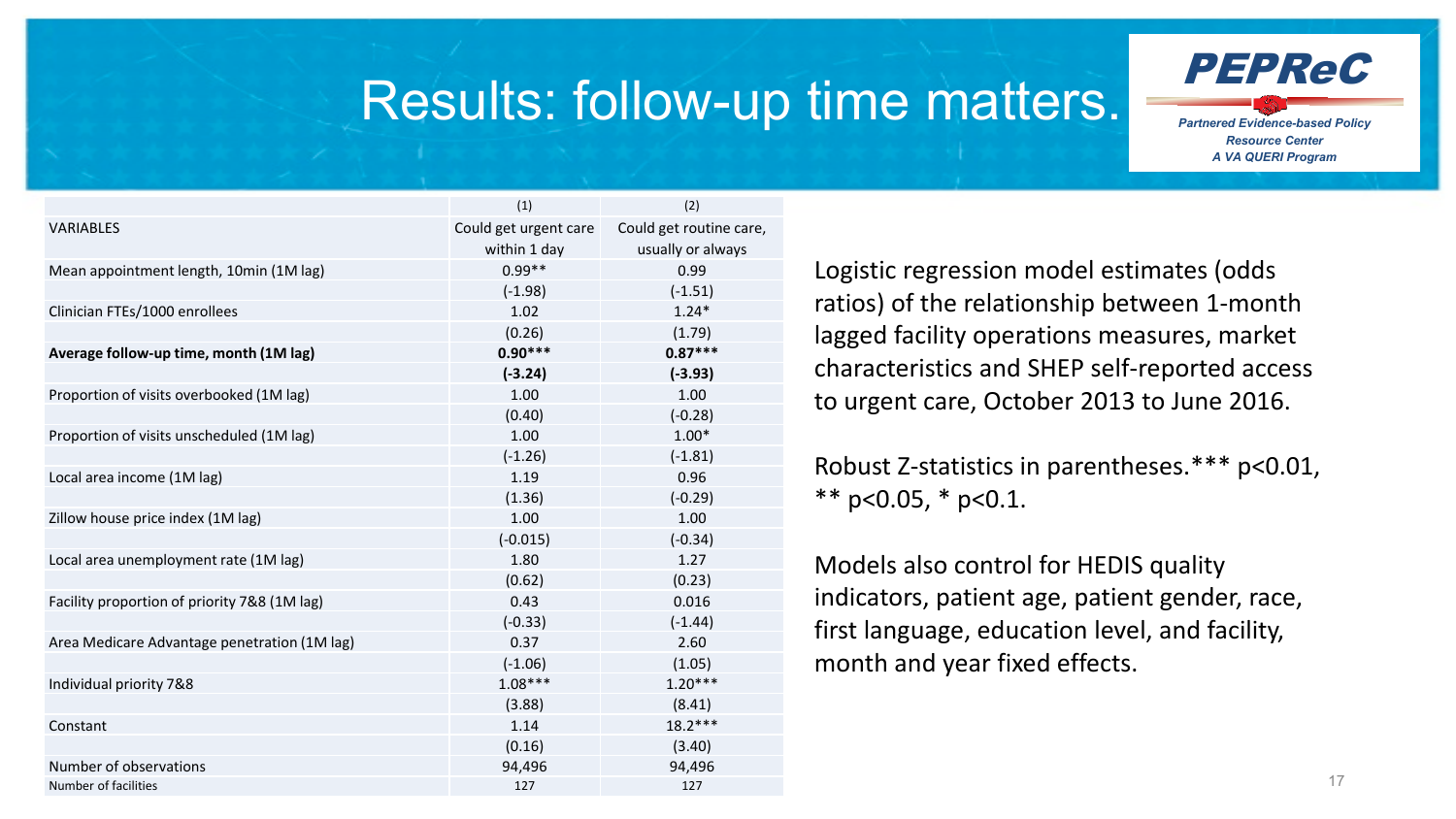# Results: follow-up time matters.

PEPReC
Partnered Evidence-based Policy Resource Center
A VA QUERI Program

| | (1) | (2) |
|---|---|---|
| VARIABLES | Could get urgent care within 1 day | Could get routine care, usually or always |
| Mean appointment length, 10min (1M lag) | 0.99** | 0.99 |
| | (-1.98) | (-1.51) |
| Clinician FTEs/1000 enrollees | 1.02 | 1.24* |
| | (0.26) | (1.79) |
| **Average follow-up time, month (1M lag)** | **0.90*** ** | **0.87*** ** |
| | **(-3.24)** | **(-3.93)** |
| Proportion of visits overbooked (1M lag) | 1.00 | 1.00 |
| | (0.40) | (-0.28) |
| Proportion of visits unscheduled (1M lag) | 1.00 | 1.00* |
| | (-1.26) | (-1.81) |
| Local area income (1M lag) | 1.19 | 0.96 |
| | (1.36) | (-0.29) |
| Zillow house price index (1M lag) | 1.00 | 1.00 |
| | (-0.015) | (-0.34) |
| Local area unemployment rate (1M lag) | 1.80 | 1.27 |
| | (0.62) | (0.23) |
| Facility proportion of priority 7&8 (1M lag) | 0.43 | 0.016 |
| | (-0.33) | (-1.44) |
| Area Medicare Advantage penetration (1M lag) | 0.37 | 2.60 |
| | (-1.06) | (1.05) |
| Individual priority 7&8 | 1.08*** | 1.20*** |
| | (3.88) | (8.41) |
| Constant | 1.14 | 18.2*** |
| | (0.16) | (3.40) |
| Number of observations | 94,496 | 94,496 |
| Number of facilities | 127 | 127 |

Logistic regression model estimates (odds ratios) of the relationship between 1-month lagged facility operations measures, market characteristics and SHEP self-reported access to urgent care, October 2013 to June 2016.

Robust Z-statistics in parentheses.*** $p<0.01$, ** $p<0.05$, * $p<0.1$.

Models also control for HEDIS quality indicators, patient age, patient gender, race, first language, education level, and facility, month and year fixed effects.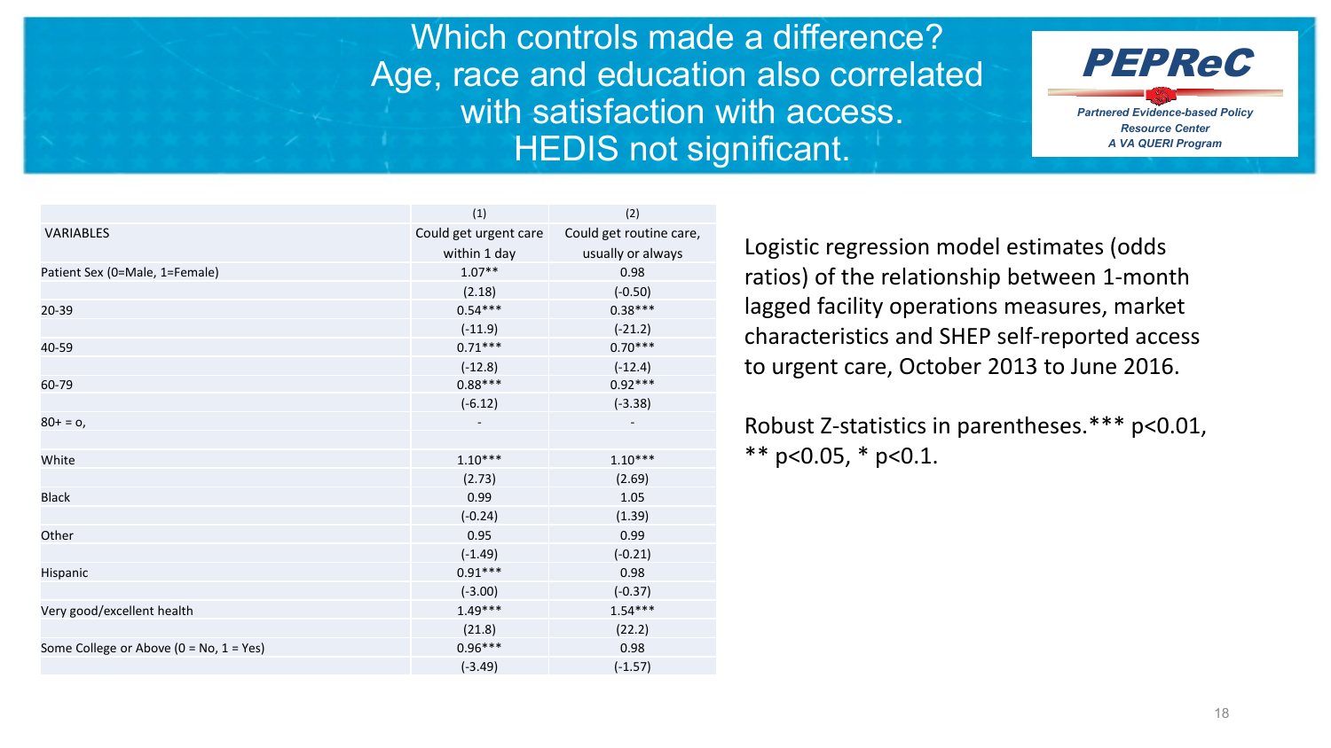# Which controls made a difference? Age, race and education also correlated with satisfaction with access. HEDIS not significant.

**PEPReC**
*Partnered Evidence-based Policy Resource Center*
*A VA QUERI Program*

| | (1) | (2) |
|---|---|---|
| VARIABLES | Could get urgent care within 1 day | Could get routine care, usually or always |
| Patient Sex (0=Male, 1=Female) | 1.07** | 0.98 |
| | (2.18) | (-0.50) |
| 20-39 | 0.54*** | 0.38*** |
| | (-11.9) | (-21.2) |
| 40-59 | 0.71*** | 0.70*** |
| | (-12.8) | (-12.4) |
| 60-79 | 0.88*** | 0.92*** |
| | (-6.12) | (-3.38) |
| 80+ = o, | - | - |
| | | |
| White | 1.10*** | 1.10*** |
| | (2.73) | (2.69) |
| Black | 0.99 | 1.05 |
| | (-0.24) | (1.39) |
| Other | 0.95 | 0.99 |
| | (-1.49) | (-0.21) |
| Hispanic | 0.91*** | 0.98 |
| | (-3.00) | (-0.37) |
| Very good/excellent health | 1.49*** | 1.54*** |
| | (21.8) | (22.2) |
| Some College or Above (0 = No, 1 = Yes) | 0.96*** | 0.98 |
| | (-3.49) | (-1.57) |

Logistic regression model estimates (odds ratios) of the relationship between 1-month lagged facility operations measures, market characteristics and SHEP self-reported access to urgent care, October 2013 to June 2016.

Robust Z-statistics in parentheses.*** $p<0.01$, ** $p<0.05$, * $p<0.1$.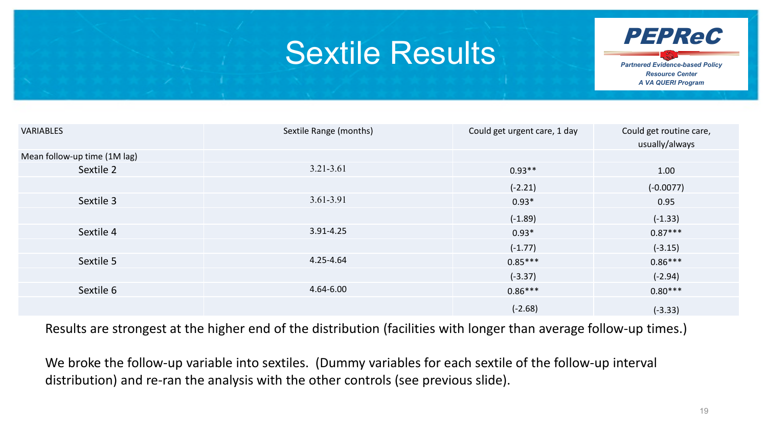# Sextile Results

| VARIABLES | Sextile Range (months) | Could get urgent care, 1 day | Could get routine care, usually/always |
| --- | --- | --- | --- |
| Mean follow-up time (1M lag) | | | |
| Sextile 2 | 3.21-3.61 | 0.93** | 1.00 |
| | | (-2.21) | (-0.0077) |
| Sextile 3 | 3.61-3.91 | 0.93* | 0.95 |
| | | (-1.89) | (-1.33) |
| Sextile 4 | 3.91-4.25 | 0.93* | 0.87*** |
| | | (-1.77) | (-3.15) |
| Sextile 5 | 4.25-4.64 | 0.85*** | 0.86*** |
| | | (-3.37) | (-2.94) |
| Sextile 6 | 4.64-6.00 | 0.86*** | 0.80*** |
| | | (-2.68) | (-3.33) |

Results are strongest at the higher end of the distribution (facilities with longer than average follow-up times.)

We broke the follow-up variable into sextiles. (Dummy variables for each sextile of the follow-up interval distribution) and re-ran the analysis with the other controls (see previous slide).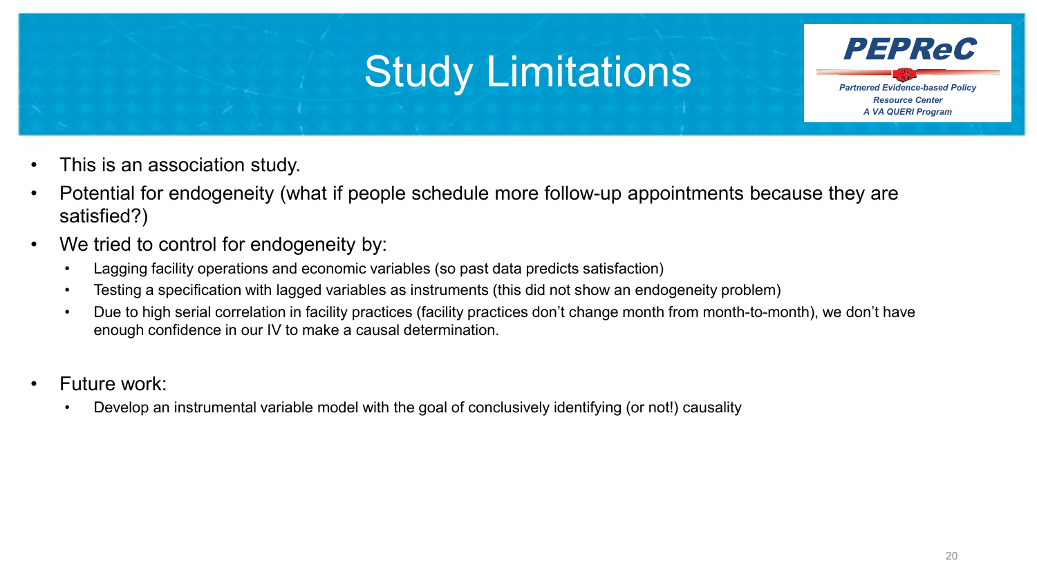# Study Limitations

- This is an association study.
- Potential for endogeneity (what if people schedule more follow-up appointments because they are satisfied?)
- We tried to control for endogeneity by:
  - Lagging facility operations and economic variables (so past data predicts satisfaction)
  - Testing a specification with lagged variables as instruments (this did not show an endogeneity problem)
  - Due to high serial correlation in facility practices (facility practices don't change month from month-to-month), we don't have enough confidence in our IV to make a causal determination.
- Future work:
  - Develop an instrumental variable model with the goal of conclusively identifying (or not!) causality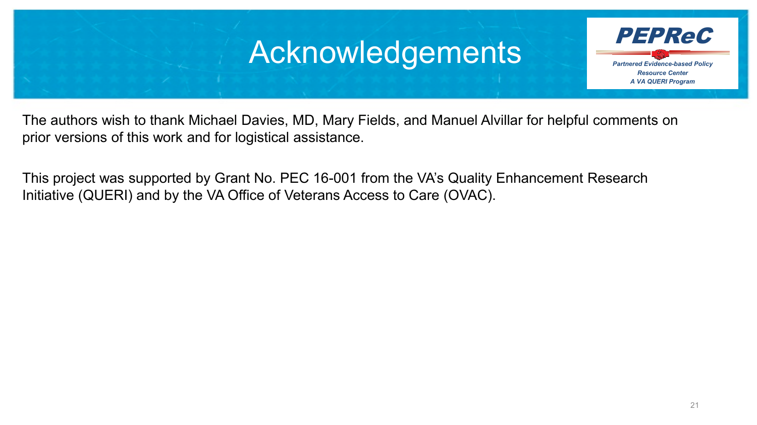# Acknowledgements

The authors wish to thank Michael Davies, MD, Mary Fields, and Manuel Alvillar for helpful comments on prior versions of this work and for logistical assistance.

This project was supported by Grant No. PEC 16-001 from the VA's Quality Enhancement Research Initiative (QUERI) and by the VA Office of Veterans Access to Care (OVAC).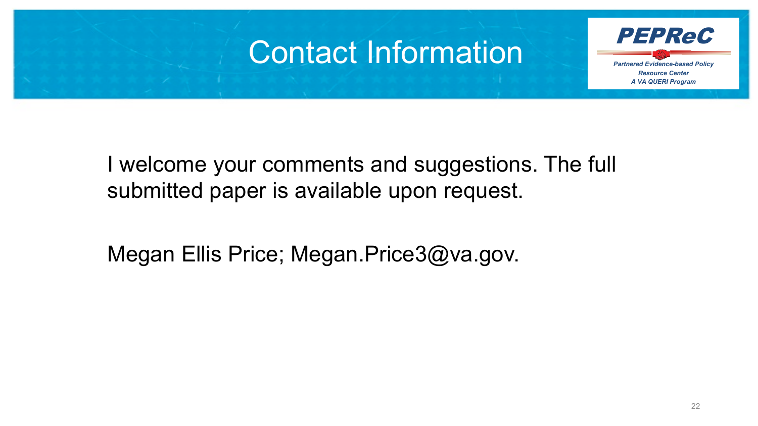# Contact Information

PEPReC

*Partnered Evidence-based Policy Resource Center*
*A VA QUERI Program*

I welcome your comments and suggestions. The full submitted paper is available upon request.

Megan Ellis Price; Megan.Price3@va.gov.